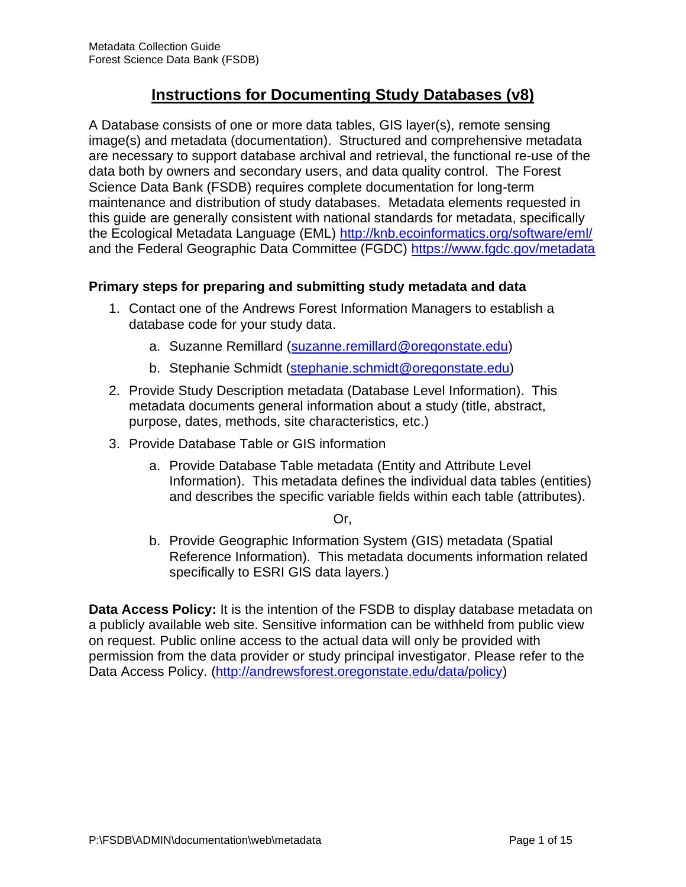# Instructions for Documenting Study Databases (v8)

A Database consists of one or more data tables, GIS layer(s), remote sensing image(s) and metadata (documentation). Structured and comprehensive metadata are necessary to support database archival and retrieval, the functional re-use of the data both by owners and secondary users, and data quality control. The Forest Science Data Bank (FSDB) requires complete documentation for long-term maintenance and distribution of study databases. Metadata elements requested in this guide are generally consistent with national standards for metadata, specifically the Ecological Metadata Language (EML) http://knb.ecoinformatics.org/software/eml/ and the Federal Geographic Data Committee (FGDC) https://www.fgdc.gov/metadata

### Primary steps for preparing and submitting study metadata and data

1. Contact one of the Andrews Forest Information Managers to establish a database code for your study data.
   a. Suzanne Remillard (suzanne.remillard@oregonstate.edu)
   b. Stephanie Schmidt (stephanie.schmidt@oregonstate.edu)
2. Provide Study Description metadata (Database Level Information). This metadata documents general information about a study (title, abstract, purpose, dates, methods, site characteristics, etc.)
3. Provide Database Table or GIS information
   a. Provide Database Table metadata (Entity and Attribute Level Information). This metadata defines the individual data tables (entities) and describes the specific variable fields within each table (attributes).

      Or,

   b. Provide Geographic Information System (GIS) metadata (Spatial Reference Information). This metadata documents information related specifically to ESRI GIS data layers.)

**Data Access Policy:** It is the intention of the FSDB to display database metadata on a publicly available web site. Sensitive information can be withheld from public view on request. Public online access to the actual data will only be provided with permission from the data provider or study principal investigator. Please refer to the Data Access Policy. (http://andrewsforest.oregonstate.edu/data/policy)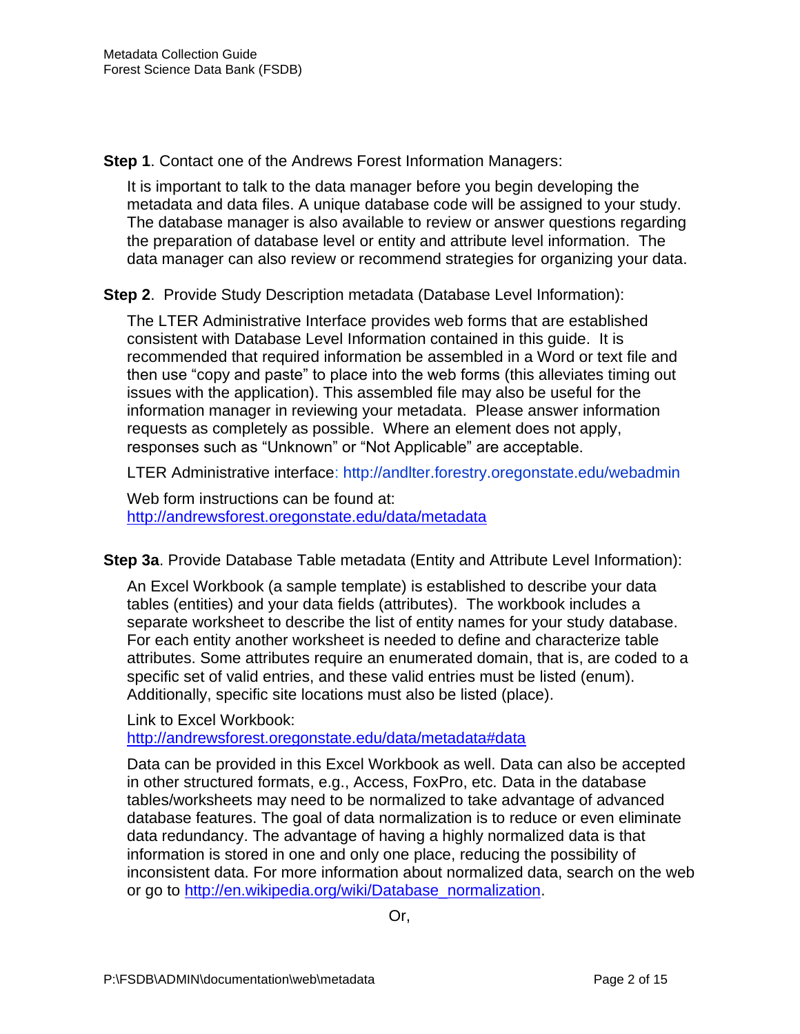**Step 1**. Contact one of the Andrews Forest Information Managers:

It is important to talk to the data manager before you begin developing the metadata and data files. A unique database code will be assigned to your study. The database manager is also available to review or answer questions regarding the preparation of database level or entity and attribute level information. The data manager can also review or recommend strategies for organizing your data.

**Step 2**. Provide Study Description metadata (Database Level Information):

The LTER Administrative Interface provides web forms that are established consistent with Database Level Information contained in this guide. It is recommended that required information be assembled in a Word or text file and then use “copy and paste” to place into the web forms (this alleviates timing out issues with the application). This assembled file may also be useful for the information manager in reviewing your metadata. Please answer information requests as completely as possible. Where an element does not apply, responses such as “Unknown” or “Not Applicable” are acceptable.

LTER Administrative interface: http://andlter.forestry.oregonstate.edu/webadmin

Web form instructions can be found at:
http://andrewsforest.oregonstate.edu/data/metadata

**Step 3a**. Provide Database Table metadata (Entity and Attribute Level Information):

An Excel Workbook (a sample template) is established to describe your data tables (entities) and your data fields (attributes). The workbook includes a separate worksheet to describe the list of entity names for your study database. For each entity another worksheet is needed to define and characterize table attributes. Some attributes require an enumerated domain, that is, are coded to a specific set of valid entries, and these valid entries must be listed (enum). Additionally, specific site locations must also be listed (place).

Link to Excel Workbook:
http://andrewsforest.oregonstate.edu/data/metadata#data

Data can be provided in this Excel Workbook as well. Data can also be accepted in other structured formats, e.g., Access, FoxPro, etc. Data in the database tables/worksheets may need to be normalized to take advantage of advanced database features. The goal of data normalization is to reduce or even eliminate data redundancy. The advantage of having a highly normalized data is that information is stored in one and only one place, reducing the possibility of inconsistent data. For more information about normalized data, search on the web or go to http://en.wikipedia.org/wiki/Database_normalization.

Or,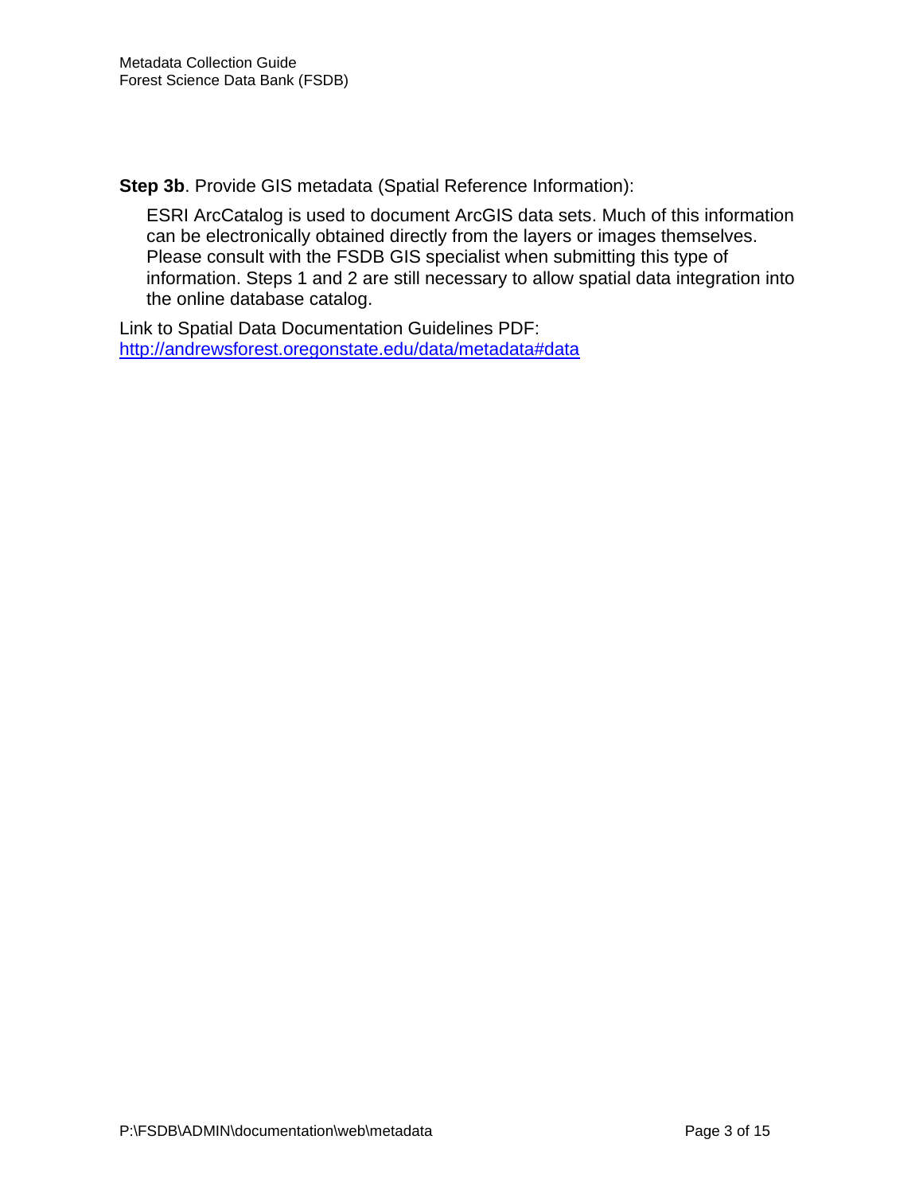**Step 3b**. Provide GIS metadata (Spatial Reference Information):

ESRI ArcCatalog is used to document ArcGIS data sets. Much of this information can be electronically obtained directly from the layers or images themselves. Please consult with the FSDB GIS specialist when submitting this type of information. Steps 1 and 2 are still necessary to allow spatial data integration into the online database catalog.

Link to Spatial Data Documentation Guidelines PDF:
http://andrewsforest.oregonstate.edu/data/metadata#data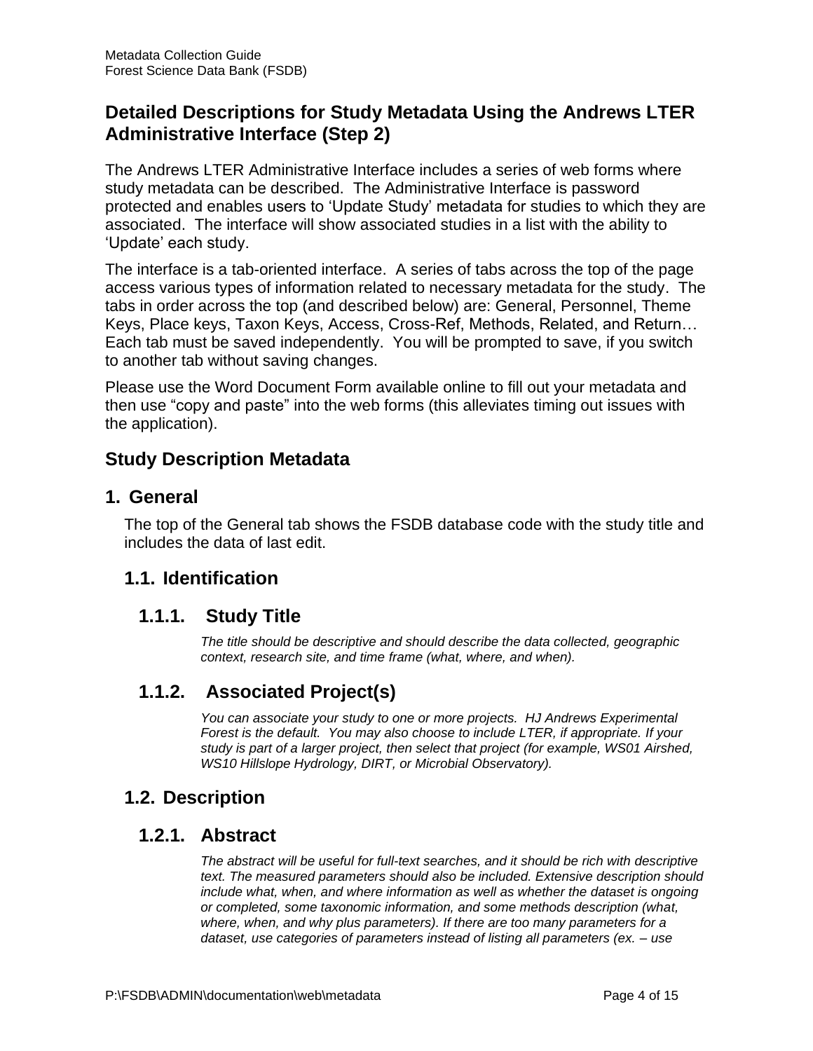## Detailed Descriptions for Study Metadata Using the Andrews LTER Administrative Interface (Step 2)

The Andrews LTER Administrative Interface includes a series of web forms where study metadata can be described. The Administrative Interface is password protected and enables users to 'Update Study' metadata for studies to which they are associated. The interface will show associated studies in a list with the ability to 'Update' each study.

The interface is a tab-oriented interface. A series of tabs across the top of the page access various types of information related to necessary metadata for the study. The tabs in order across the top (and described below) are: General, Personnel, Theme Keys, Place keys, Taxon Keys, Access, Cross-Ref, Methods, Related, and Return… Each tab must be saved independently. You will be prompted to save, if you switch to another tab without saving changes.

Please use the Word Document Form available online to fill out your metadata and then use "copy and paste" into the web forms (this alleviates timing out issues with the application).

## Study Description Metadata

### 1. General

The top of the General tab shows the FSDB database code with the study title and includes the data of last edit.

### 1.1. Identification

#### 1.1.1. Study Title

*The title should be descriptive and should describe the data collected, geographic context, research site, and time frame (what, where, and when).*

#### 1.1.2. Associated Project(s)

*You can associate your study to one or more projects. HJ Andrews Experimental Forest is the default. You may also choose to include LTER, if appropriate. If your study is part of a larger project, then select that project (for example, WS01 Airshed, WS10 Hillslope Hydrology, DIRT, or Microbial Observatory).*

### 1.2. Description

#### 1.2.1. Abstract

*The abstract will be useful for full-text searches, and it should be rich with descriptive text. The measured parameters should also be included. Extensive description should include what, when, and where information as well as whether the dataset is ongoing or completed, some taxonomic information, and some methods description (what, where, when, and why plus parameters). If there are too many parameters for a dataset, use categories of parameters instead of listing all parameters (ex. – use*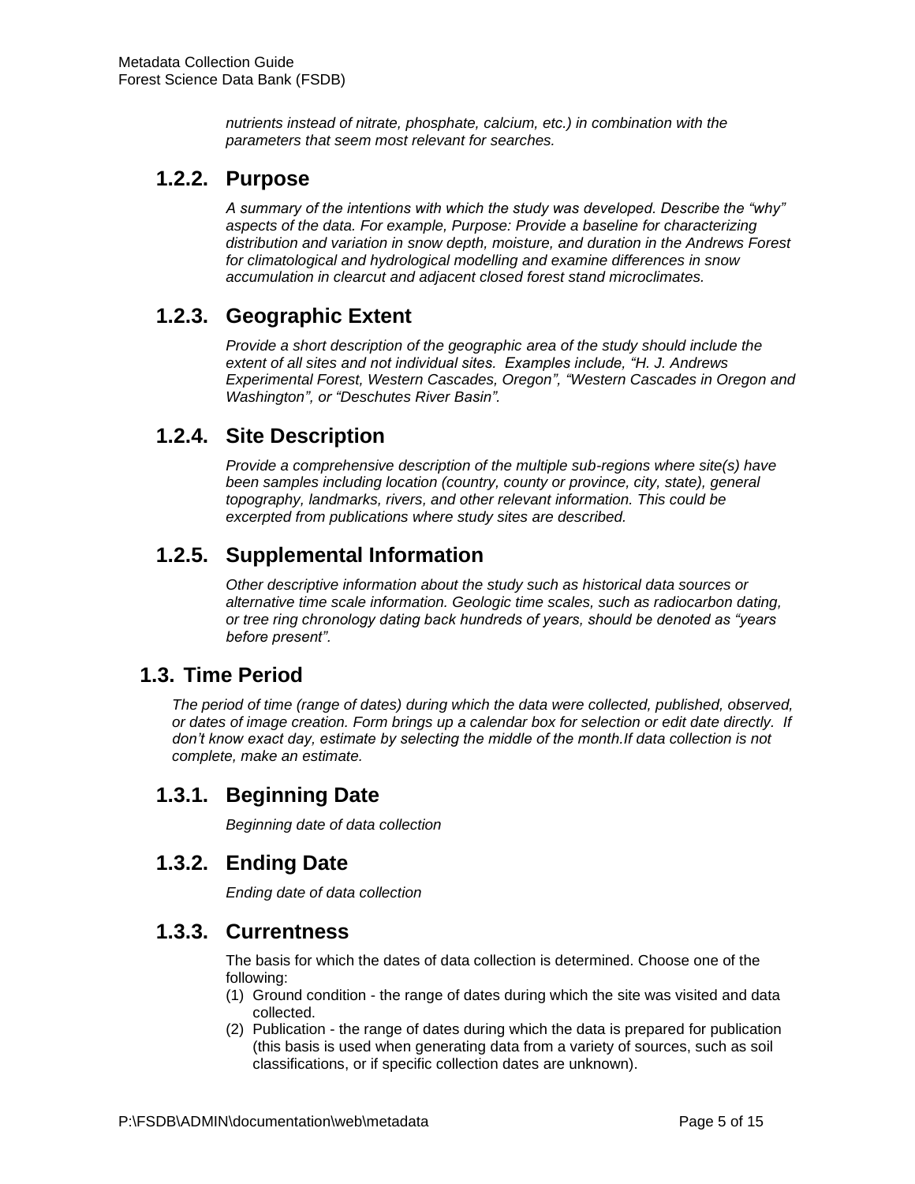*nutrients instead of nitrate, phosphate, calcium, etc.) in combination with the parameters that seem most relevant for searches.*

### 1.2.2. Purpose

*A summary of the intentions with which the study was developed. Describe the "why" aspects of the data. For example, Purpose: Provide a baseline for characterizing distribution and variation in snow depth, moisture, and duration in the Andrews Forest for climatological and hydrological modelling and examine differences in snow accumulation in clearcut and adjacent closed forest stand microclimates.*

### 1.2.3. Geographic Extent

*Provide a short description of the geographic area of the study should include the extent of all sites and not individual sites. Examples include, "H. J. Andrews Experimental Forest, Western Cascades, Oregon", "Western Cascades in Oregon and Washington", or "Deschutes River Basin".*

### 1.2.4. Site Description

*Provide a comprehensive description of the multiple sub-regions where site(s) have been samples including location (country, county or province, city, state), general topography, landmarks, rivers, and other relevant information. This could be excerpted from publications where study sites are described.*

### 1.2.5. Supplemental Information

*Other descriptive information about the study such as historical data sources or alternative time scale information. Geologic time scales, such as radiocarbon dating, or tree ring chronology dating back hundreds of years, should be denoted as "years before present".*

## 1.3. Time Period

*The period of time (range of dates) during which the data were collected, published, observed, or dates of image creation. Form brings up a calendar box for selection or edit date directly. If don't know exact day, estimate by selecting the middle of the month.If data collection is not complete, make an estimate.*

### 1.3.1. Beginning Date

*Beginning date of data collection*

### 1.3.2. Ending Date

*Ending date of data collection*

### 1.3.3. Currentness

The basis for which the dates of data collection is determined. Choose one of the following:

(1) Ground condition - the range of dates during which the site was visited and data collected.
(2) Publication - the range of dates during which the data is prepared for publication (this basis is used when generating data from a variety of sources, such as soil classifications, or if specific collection dates are unknown).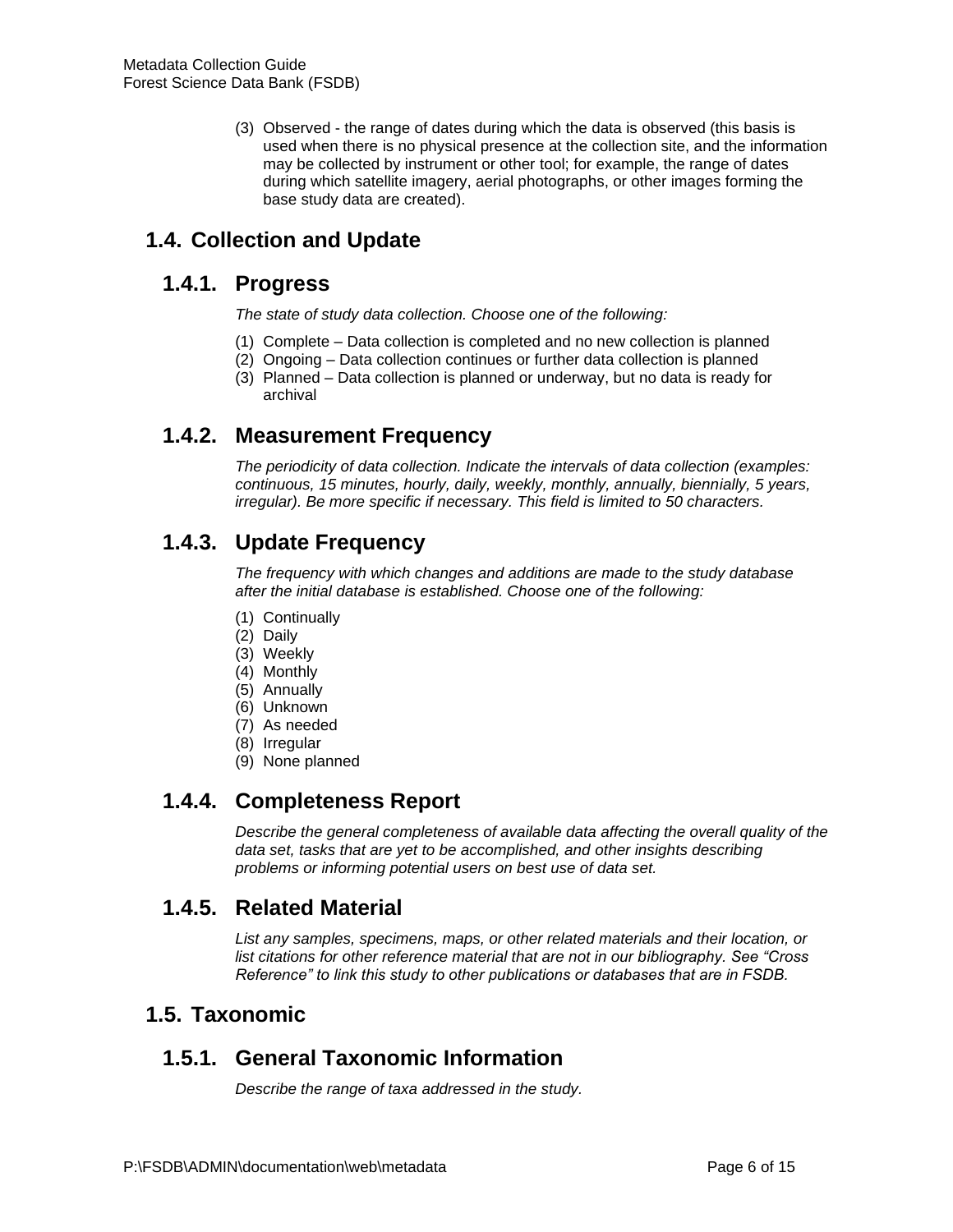(3) Observed - the range of dates during which the data is observed (this basis is used when there is no physical presence at the collection site, and the information may be collected by instrument or other tool; for example, the range of dates during which satellite imagery, aerial photographs, or other images forming the base study data are created).

## 1.4. Collection and Update

### 1.4.1. Progress

*The state of study data collection. Choose one of the following:*

(1) Complete – Data collection is completed and no new collection is planned
(2) Ongoing – Data collection continues or further data collection is planned
(3) Planned – Data collection is planned or underway, but no data is ready for archival

### 1.4.2. Measurement Frequency

*The periodicity of data collection. Indicate the intervals of data collection (examples: continuous, 15 minutes, hourly, daily, weekly, monthly, annually, biennially, 5 years, irregular). Be more specific if necessary. This field is limited to 50 characters.*

### 1.4.3. Update Frequency

*The frequency with which changes and additions are made to the study database after the initial database is established. Choose one of the following:*

(1) Continually
(2) Daily
(3) Weekly
(4) Monthly
(5) Annually
(6) Unknown
(7) As needed
(8) Irregular
(9) None planned

### 1.4.4. Completeness Report

*Describe the general completeness of available data affecting the overall quality of the data set, tasks that are yet to be accomplished, and other insights describing problems or informing potential users on best use of data set.*

### 1.4.5. Related Material

*List any samples, specimens, maps, or other related materials and their location, or list citations for other reference material that are not in our bibliography. See "Cross Reference" to link this study to other publications or databases that are in FSDB.*

## 1.5. Taxonomic

### 1.5.1. General Taxonomic Information

*Describe the range of taxa addressed in the study.*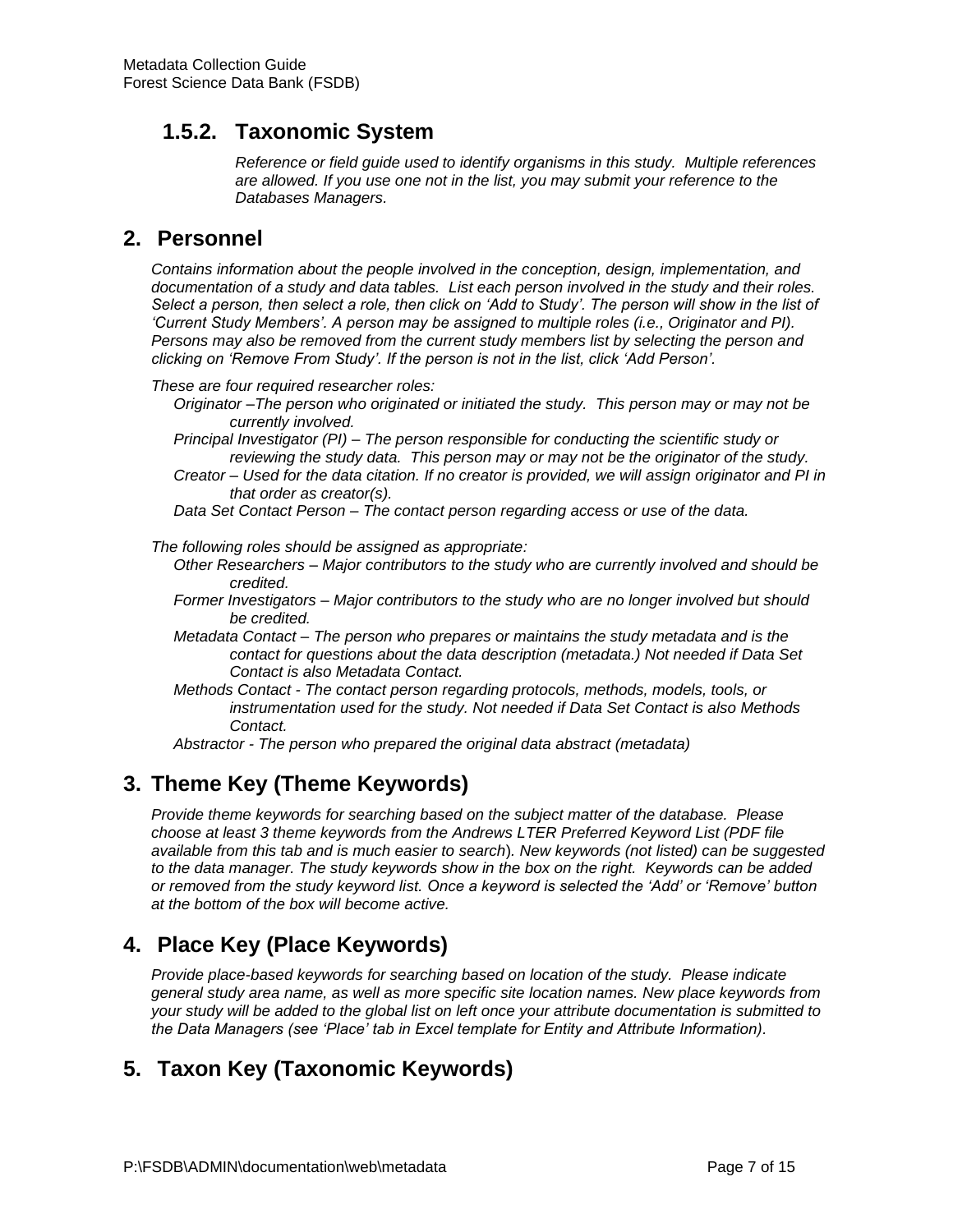### 1.5.2. Taxonomic System

*Reference or field guide used to identify organisms in this study. Multiple references are allowed. If you use one not in the list, you may submit your reference to the Databases Managers.*

## 2. Personnel

*Contains information about the people involved in the conception, design, implementation, and documentation of a study and data tables. List each person involved in the study and their roles. Select a person, then select a role, then click on 'Add to Study'. The person will show in the list of 'Current Study Members'. A person may be assigned to multiple roles (i.e., Originator and PI). Persons may also be removed from the current study members list by selecting the person and clicking on 'Remove From Study'. If the person is not in the list, click 'Add Person'.*

*These are four required researcher roles:*

- *Originator –The person who originated or initiated the study. This person may or may not be currently involved.*
- *Principal Investigator (PI) – The person responsible for conducting the scientific study or reviewing the study data. This person may or may not be the originator of the study.*
- *Creator – Used for the data citation. If no creator is provided, we will assign originator and PI in that order as creator(s).*
- *Data Set Contact Person – The contact person regarding access or use of the data.*

*The following roles should be assigned as appropriate:*

- *Other Researchers – Major contributors to the study who are currently involved and should be credited.*
- *Former Investigators – Major contributors to the study who are no longer involved but should be credited.*
- *Metadata Contact – The person who prepares or maintains the study metadata and is the contact for questions about the data description (metadata.) Not needed if Data Set Contact is also Metadata Contact.*
- *Methods Contact - The contact person regarding protocols, methods, models, tools, or instrumentation used for the study. Not needed if Data Set Contact is also Methods Contact.*
- *Abstractor - The person who prepared the original data abstract (metadata)*

## 3. Theme Key (Theme Keywords)

*Provide theme keywords for searching based on the subject matter of the database. Please choose at least 3 theme keywords from the Andrews LTER Preferred Keyword List (PDF file available from this tab and is much easier to search). New keywords (not listed) can be suggested to the data manager. The study keywords show in the box on the right. Keywords can be added or removed from the study keyword list. Once a keyword is selected the 'Add' or 'Remove' button at the bottom of the box will become active.*

## 4. Place Key (Place Keywords)

*Provide place-based keywords for searching based on location of the study. Please indicate general study area name, as well as more specific site location names. New place keywords from your study will be added to the global list on left once your attribute documentation is submitted to the Data Managers (see 'Place' tab in Excel template for Entity and Attribute Information).*

## 5. Taxon Key (Taxonomic Keywords)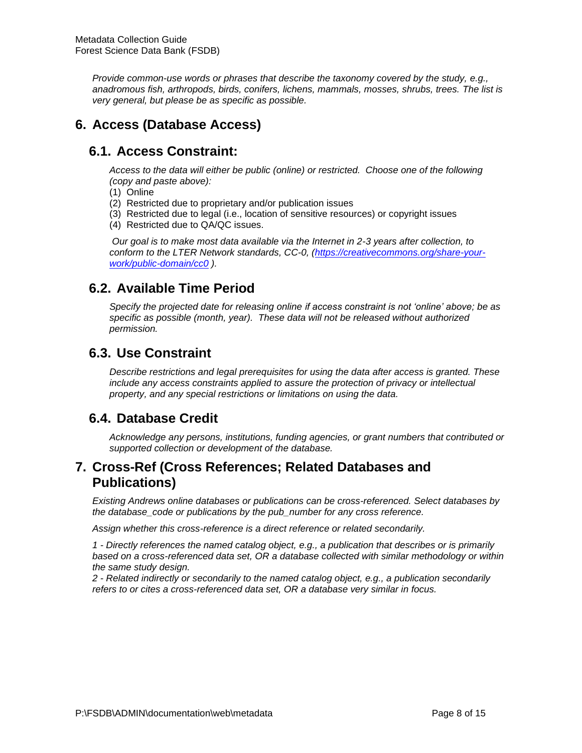*Provide common-use words or phrases that describe the taxonomy covered by the study, e.g., anadromous fish, arthropods, birds, conifers, lichens, mammals, mosses, shrubs, trees. The list is very general, but please be as specific as possible.*

# 6. Access (Database Access)

## 6.1. Access Constraint:

*Access to the data will either be public (online) or restricted. Choose one of the following (copy and paste above):*

(1) Online
(2) Restricted due to proprietary and/or publication issues
(3) Restricted due to legal (i.e., location of sensitive resources) or copyright issues
(4) Restricted due to QA/QC issues.

*Our goal is to make most data available via the Internet in 2-3 years after collection, to conform to the LTER Network standards, CC-0, ([https://creativecommons.org/share-your-work/public-domain/cc0](https://creativecommons.org/share-your-work/public-domain/cc0) ).*

## 6.2. Available Time Period

*Specify the projected date for releasing online if access constraint is not 'online' above; be as specific as possible (month, year). These data will not be released without authorized permission.*

## 6.3. Use Constraint

*Describe restrictions and legal prerequisites for using the data after access is granted. These include any access constraints applied to assure the protection of privacy or intellectual property, and any special restrictions or limitations on using the data.*

## 6.4. Database Credit

*Acknowledge any persons, institutions, funding agencies, or grant numbers that contributed or supported collection or development of the database.*

# 7. Cross-Ref (Cross References; Related Databases and Publications)

*Existing Andrews online databases or publications can be cross-referenced. Select databases by the database_code or publications by the pub_number for any cross reference.*

*Assign whether this cross-reference is a direct reference or related secondarily.*

*1 - Directly references the named catalog object, e.g., a publication that describes or is primarily based on a cross-referenced data set, OR a database collected with similar methodology or within the same study design.*
*2 - Related indirectly or secondarily to the named catalog object, e.g., a publication secondarily refers to or cites a cross-referenced data set, OR a database very similar in focus.*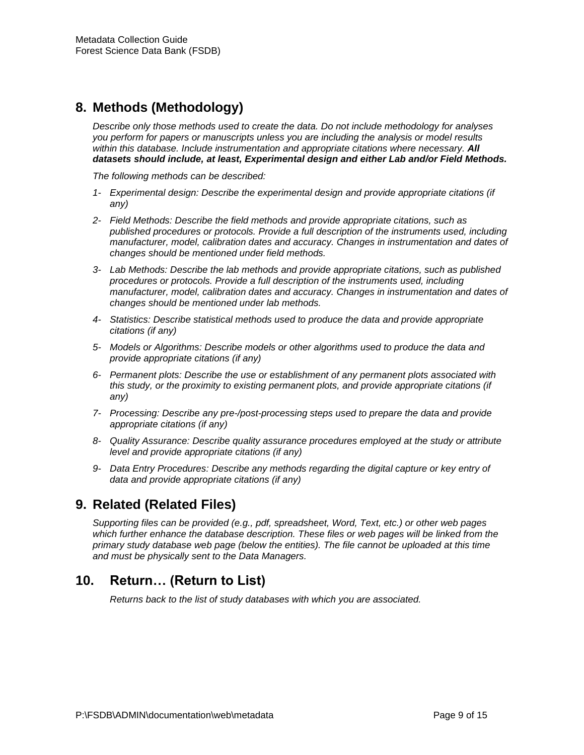## 8. Methods (Methodology)

*Describe only those methods used to create the data. Do not include methodology for analyses you perform for papers or manuscripts unless you are including the analysis or model results within this database. Include instrumentation and appropriate citations where necessary.* ***All datasets should include, at least, Experimental design and either Lab and/or Field Methods.***

*The following methods can be described:*

*1- Experimental design: Describe the experimental design and provide appropriate citations (if any)*

*2- Field Methods: Describe the field methods and provide appropriate citations, such as published procedures or protocols. Provide a full description of the instruments used, including manufacturer, model, calibration dates and accuracy. Changes in instrumentation and dates of changes should be mentioned under field methods.*

*3- Lab Methods: Describe the lab methods and provide appropriate citations, such as published procedures or protocols. Provide a full description of the instruments used, including manufacturer, model, calibration dates and accuracy. Changes in instrumentation and dates of changes should be mentioned under lab methods.*

*4- Statistics: Describe statistical methods used to produce the data and provide appropriate citations (if any)*

*5- Models or Algorithms: Describe models or other algorithms used to produce the data and provide appropriate citations (if any)*

*6- Permanent plots: Describe the use or establishment of any permanent plots associated with this study, or the proximity to existing permanent plots, and provide appropriate citations (if any)*

*7- Processing: Describe any pre-/post-processing steps used to prepare the data and provide appropriate citations (if any)*

*8- Quality Assurance: Describe quality assurance procedures employed at the study or attribute level and provide appropriate citations (if any)*

*9- Data Entry Procedures: Describe any methods regarding the digital capture or key entry of data and provide appropriate citations (if any)*

## 9. Related (Related Files)

*Supporting files can be provided (e.g., pdf, spreadsheet, Word, Text, etc.) or other web pages which further enhance the database description. These files or web pages will be linked from the primary study database web page (below the entities). The file cannot be uploaded at this time and must be physically sent to the Data Managers.*

## 10. Return… (Return to List)

*Returns back to the list of study databases with which you are associated.*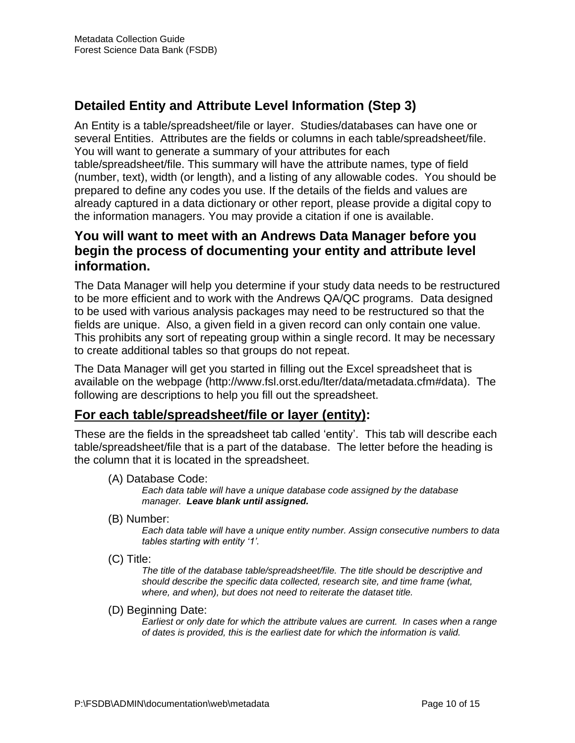## Detailed Entity and Attribute Level Information (Step 3)

An Entity is a table/spreadsheet/file or layer. Studies/databases can have one or several Entities. Attributes are the fields or columns in each table/spreadsheet/file. You will want to generate a summary of your attributes for each table/spreadsheet/file. This summary will have the attribute names, type of field (number, text), width (or length), and a listing of any allowable codes. You should be prepared to define any codes you use. If the details of the fields and values are already captured in a data dictionary or other report, please provide a digital copy to the information managers. You may provide a citation if one is available.

### You will want to meet with an Andrews Data Manager before you begin the process of documenting your entity and attribute level information.

The Data Manager will help you determine if your study data needs to be restructured to be more efficient and to work with the Andrews QA/QC programs. Data designed to be used with various analysis packages may need to be restructured so that the fields are unique. Also, a given field in a given record can only contain one value. This prohibits any sort of repeating group within a single record. It may be necessary to create additional tables so that groups do not repeat.

The Data Manager will get you started in filling out the Excel spreadsheet that is available on the webpage (http://www.fsl.orst.edu/lter/data/metadata.cfm#data). The following are descriptions to help you fill out the spreadsheet.

## For each table/spreadsheet/file or layer (entity):

These are the fields in the spreadsheet tab called 'entity'. This tab will describe each table/spreadsheet/file that is a part of the database. The letter before the heading is the column that it is located in the spreadsheet.

(A) Database Code:

*Each data table will have a unique database code assigned by the database manager.* ***Leave blank until assigned.***

(B) Number:

*Each data table will have a unique entity number. Assign consecutive numbers to data tables starting with entity '1'.*

(C) Title:

*The title of the database table/spreadsheet/file. The title should be descriptive and should describe the specific data collected, research site, and time frame (what, where, and when), but does not need to reiterate the dataset title.*

(D) Beginning Date:

*Earliest or only date for which the attribute values are current. In cases when a range of dates is provided, this is the earliest date for which the information is valid.*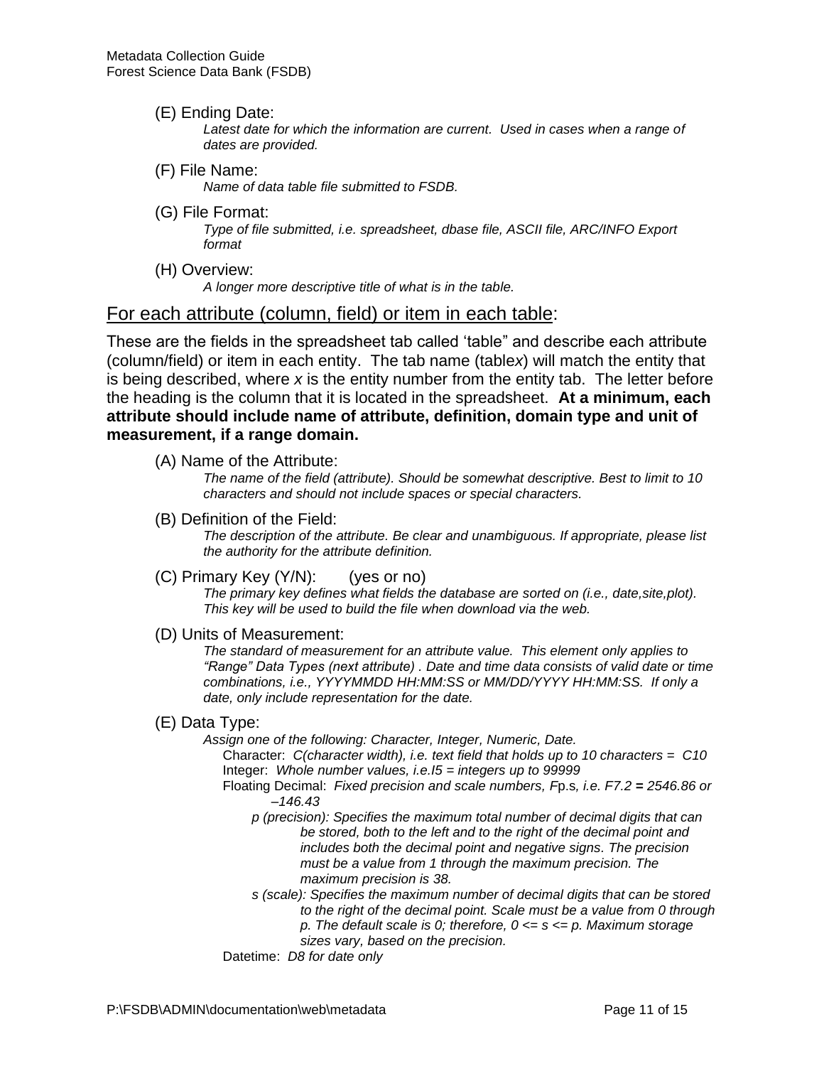(E) Ending Date:

*Latest date for which the information are current. Used in cases when a range of dates are provided.*

(F) File Name:

*Name of data table file submitted to FSDB.*

(G) File Format:

*Type of file submitted, i.e. spreadsheet, dbase file, ASCII file, ARC/INFO Export format*

(H) Overview:

*A longer more descriptive title of what is in the table.*

## For each attribute (column, field) or item in each table:

These are the fields in the spreadsheet tab called 'table" and describe each attribute (column/field) or item in each entity. The tab name (table*x*) will match the entity that is being described, where *x* is the entity number from the entity tab. The letter before the heading is the column that it is located in the spreadsheet. **At a minimum, each attribute should include name of attribute, definition, domain type and unit of measurement, if a range domain.**

(A) Name of the Attribute:

*The name of the field (attribute). Should be somewhat descriptive. Best to limit to 10 characters and should not include spaces or special characters.*

(B) Definition of the Field:

*The description of the attribute. Be clear and unambiguous. If appropriate, please list the authority for the attribute definition.*

(C) Primary Key (Y/N): (yes or no)

*The primary key defines what fields the database are sorted on (i.e., date,site,plot). This key will be used to build the file when download via the web.*

(D) Units of Measurement:

*The standard of measurement for an attribute value. This element only applies to "Range" Data Types (next attribute) . Date and time data consists of valid date or time combinations, i.e., YYYYMMDD HH:MM:SS or MM/DD/YYYY HH:MM:SS. If only a date, only include representation for the date.*

(E) Data Type:

*Assign one of the following: Character, Integer, Numeric, Date.*

Character: *C(character width), i.e. text field that holds up to 10 characters = C10*

Integer: *Whole number values, i.e.I5 = integers up to 99999*

Floating Decimal: *Fixed precision and scale numbers, F*p.s*, i.e. F7.2* **=** *2546.86 or –146.43*

*p (precision): Specifies the maximum total number of decimal digits that can be stored, both to the left and to the right of the decimal point and includes both the decimal point and negative signs. The precision must be a value from 1 through the maximum precision. The maximum precision is 38.*

*s (scale): Specifies the maximum number of decimal digits that can be stored to the right of the decimal point. Scale must be a value from 0 through p. The default scale is 0; therefore, 0 <= s <= p. Maximum storage sizes vary, based on the precision.*

Datetime: *D8 for date only*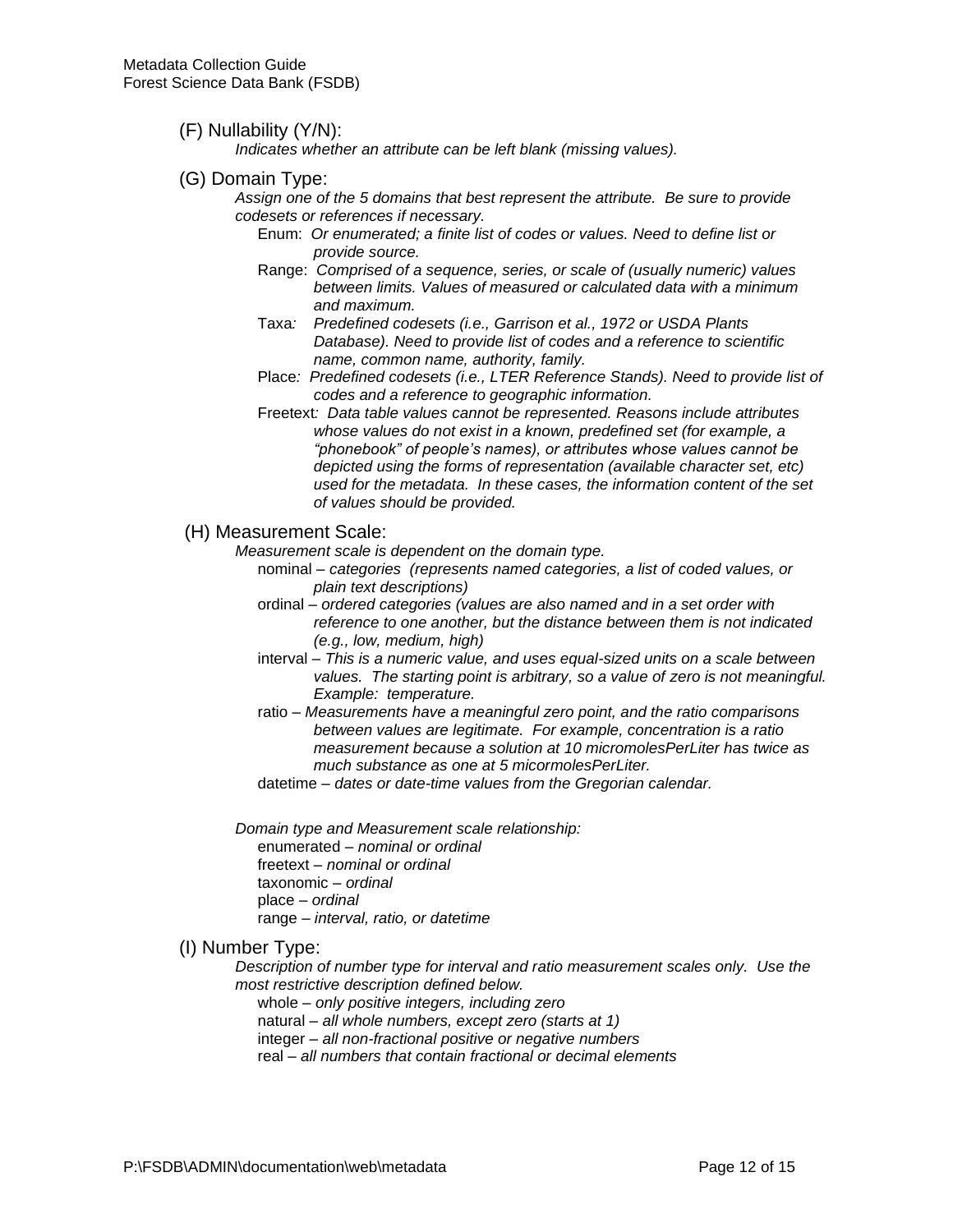(F) Nullability (Y/N):

*Indicates whether an attribute can be left blank (missing values).*

(G) Domain Type:

*Assign one of the 5 domains that best represent the attribute. Be sure to provide codesets or references if necessary.*

- Enum: *Or enumerated; a finite list of codes or values. Need to define list or provide source.*
- Range: *Comprised of a sequence, series, or scale of (usually numeric) values between limits. Values of measured or calculated data with a minimum and maximum.*
- Taxa*: Predefined codesets (i.e., Garrison et al., 1972 or USDA Plants Database). Need to provide list of codes and a reference to scientific name, common name, authority, family.*
- Place*: Predefined codesets (i.e., LTER Reference Stands). Need to provide list of codes and a reference to geographic information.*
- Freetext*: Data table values cannot be represented. Reasons include attributes whose values do not exist in a known, predefined set (for example, a "phonebook" of people's names), or attributes whose values cannot be depicted using the forms of representation (available character set, etc) used for the metadata. In these cases, the information content of the set of values should be provided.*

(H) Measurement Scale:

*Measurement scale is dependent on the domain type.*

- nominal – *categories (represents named categories, a list of coded values, or plain text descriptions)*
- ordinal – *ordered categories (values are also named and in a set order with reference to one another, but the distance between them is not indicated (e.g., low, medium, high)*
- interval – *This is a numeric value, and uses equal-sized units on a scale between values. The starting point is arbitrary, so a value of zero is not meaningful. Example: temperature.*
- ratio – *Measurements have a meaningful zero point, and the ratio comparisons between values are legitimate. For example, concentration is a ratio measurement because a solution at 10 micromolesPerLiter has twice as much substance as one at 5 micormolesPerLiter.*
- datetime – *dates or date-time values from the Gregorian calendar.*

*Domain type and Measurement scale relationship:*

- enumerated – *nominal or ordinal*
- freetext – *nominal or ordinal*
- taxonomic – *ordinal*
- place – *ordinal*
- range – *interval, ratio, or datetime*

(I) Number Type:

*Description of number type for interval and ratio measurement scales only. Use the most restrictive description defined below.*

- whole – *only positive integers, including zero*
- natural – *all whole numbers, except zero (starts at 1)*
- integer – *all non-fractional positive or negative numbers*
- real – *all numbers that contain fractional or decimal elements*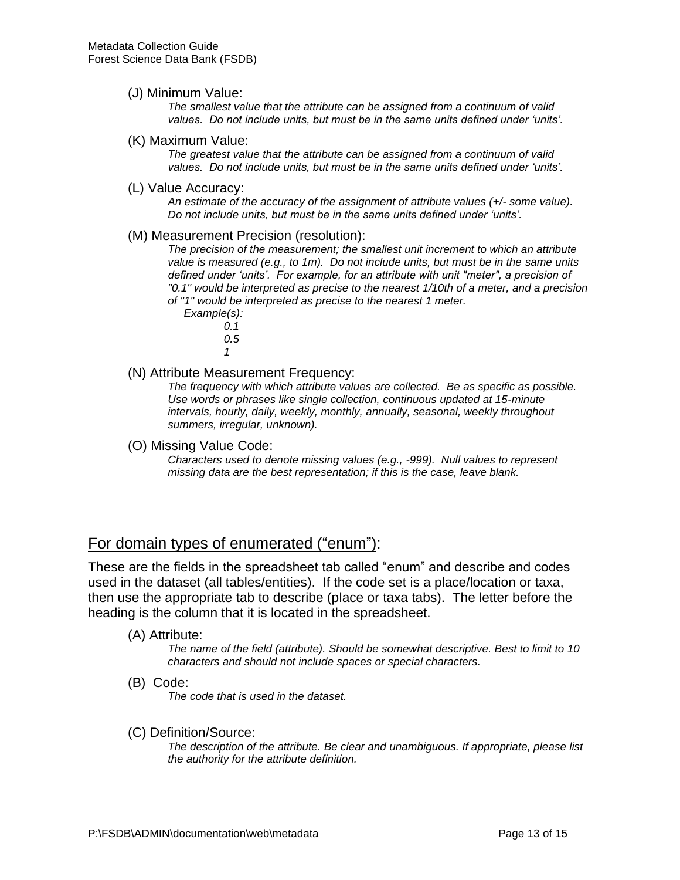(J) Minimum Value:

*The smallest value that the attribute can be assigned from a continuum of valid values. Do not include units, but must be in the same units defined under 'units'.*

(K) Maximum Value:

*The greatest value that the attribute can be assigned from a continuum of valid values. Do not include units, but must be in the same units defined under 'units'.*

(L) Value Accuracy:

*An estimate of the accuracy of the assignment of attribute values (+/- some value). Do not include units, but must be in the same units defined under 'units'.*

(M) Measurement Precision (resolution):

*The precision of the measurement; the smallest unit increment to which an attribute value is measured (e.g., to 1m). Do not include units, but must be in the same units defined under 'units'. For example, for an attribute with unit "meter", a precision of "0.1" would be interpreted as precise to the nearest 1/10th of a meter, and a precision of "1" would be interpreted as precise to the nearest 1 meter.*

*Example(s):*

*0.1*
*0.5*
*1*

(N) Attribute Measurement Frequency:

*The frequency with which attribute values are collected. Be as specific as possible. Use words or phrases like single collection, continuous updated at 15-minute intervals, hourly, daily, weekly, monthly, annually, seasonal, weekly throughout summers, irregular, unknown).*

(O) Missing Value Code:

*Characters used to denote missing values (e.g., -999). Null values to represent missing data are the best representation; if this is the case, leave blank.*

## For domain types of enumerated ("enum"):

These are the fields in the spreadsheet tab called "enum" and describe and codes used in the dataset (all tables/entities). If the code set is a place/location or taxa, then use the appropriate tab to describe (place or taxa tabs). The letter before the heading is the column that it is located in the spreadsheet.

(A) Attribute:

*The name of the field (attribute). Should be somewhat descriptive. Best to limit to 10 characters and should not include spaces or special characters.*

(B) Code:

*The code that is used in the dataset.*

(C) Definition/Source:

*The description of the attribute. Be clear and unambiguous. If appropriate, please list the authority for the attribute definition.*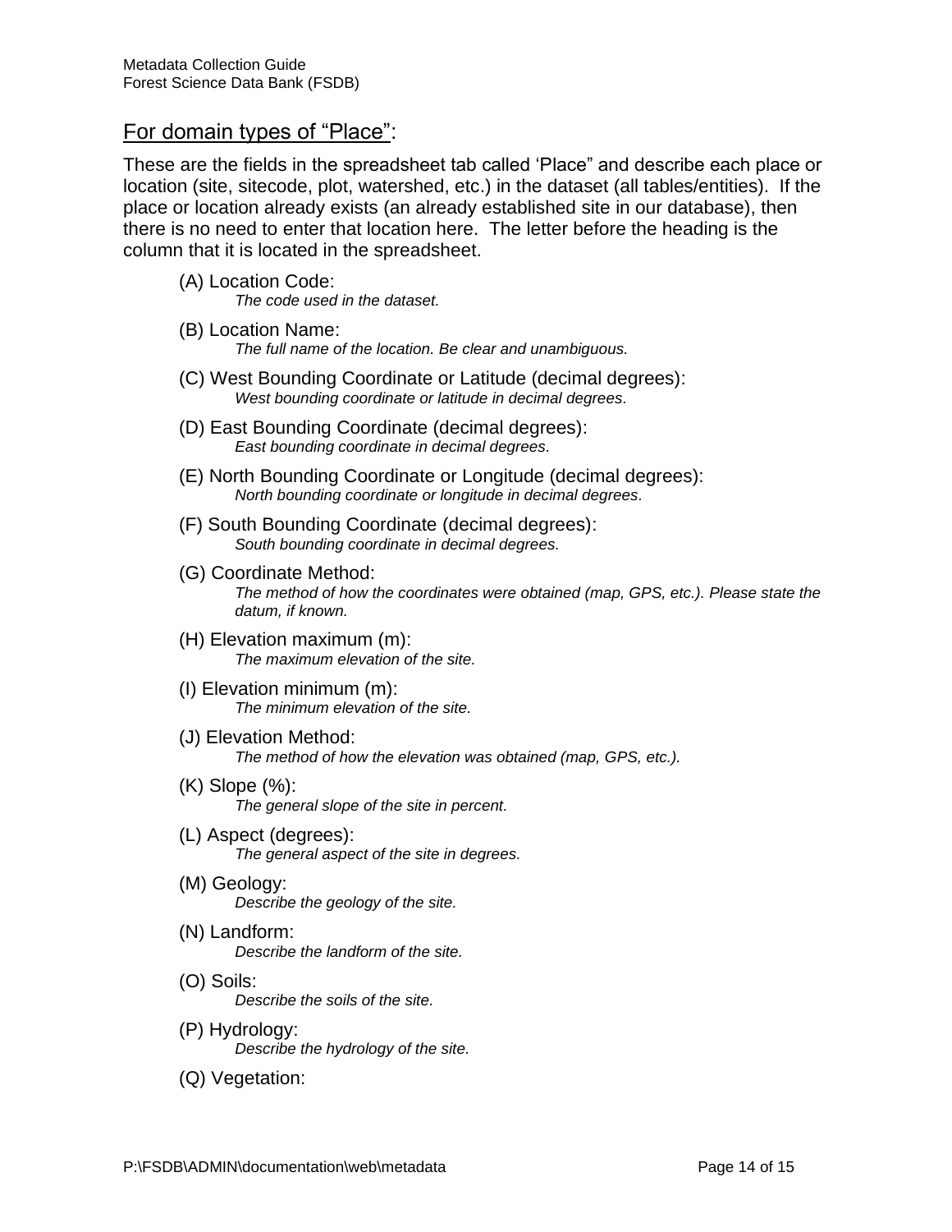## For domain types of "Place":

These are the fields in the spreadsheet tab called 'Place" and describe each place or location (site, sitecode, plot, watershed, etc.) in the dataset (all tables/entities). If the place or location already exists (an already established site in our database), then there is no need to enter that location here. The letter before the heading is the column that it is located in the spreadsheet.

(A) Location Code:
*The code used in the dataset.*

(B) Location Name:
*The full name of the location. Be clear and unambiguous.*

(C) West Bounding Coordinate or Latitude (decimal degrees):
*West bounding coordinate or latitude in decimal degrees.*

(D) East Bounding Coordinate (decimal degrees):
*East bounding coordinate in decimal degrees.*

(E) North Bounding Coordinate or Longitude (decimal degrees):
*North bounding coordinate or longitude in decimal degrees.*

(F) South Bounding Coordinate (decimal degrees):
*South bounding coordinate in decimal degrees.*

(G) Coordinate Method:
*The method of how the coordinates were obtained (map, GPS, etc.). Please state the datum, if known.*

(H) Elevation maximum (m):
*The maximum elevation of the site.*

(I) Elevation minimum (m):
*The minimum elevation of the site.*

(J) Elevation Method:
*The method of how the elevation was obtained (map, GPS, etc.).*

(K) Slope (%):
*The general slope of the site in percent.*

(L) Aspect (degrees):
*The general aspect of the site in degrees.*

(M) Geology:
*Describe the geology of the site.*

(N) Landform:
*Describe the landform of the site.*

(O) Soils:
*Describe the soils of the site.*

(P) Hydrology:
*Describe the hydrology of the site.*

(Q) Vegetation: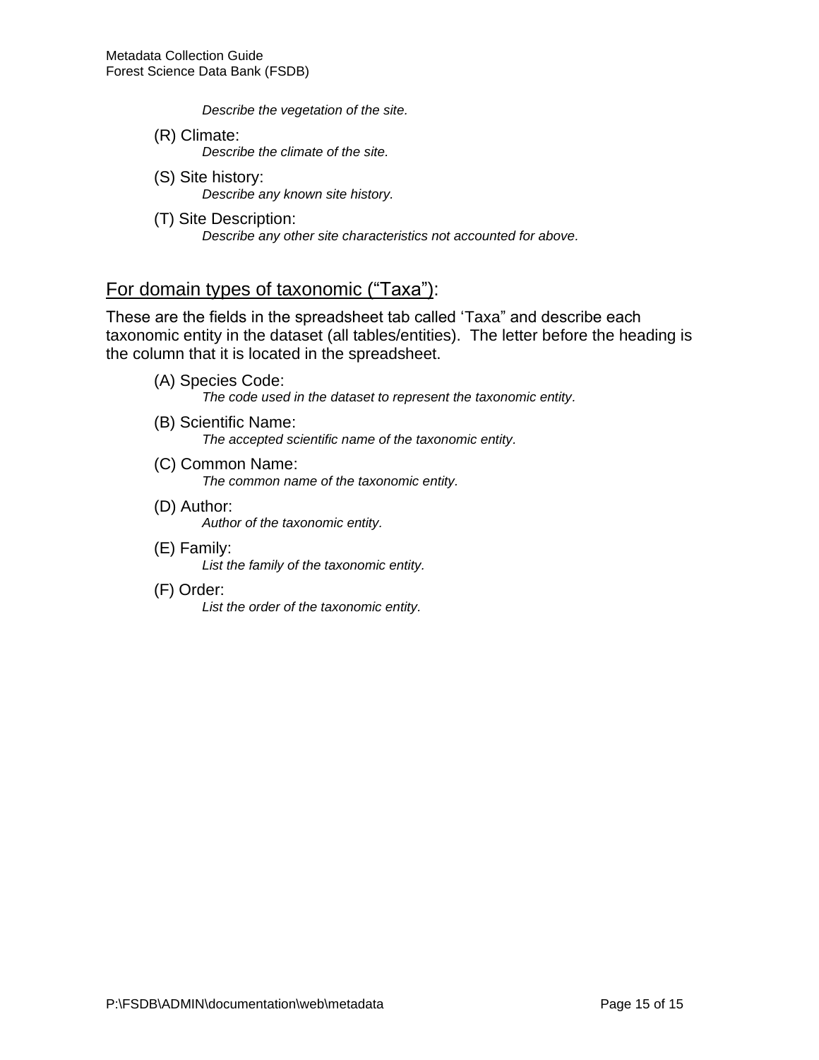*Describe the vegetation of the site.*

(R) Climate:

*Describe the climate of the site.*

(S) Site history:

*Describe any known site history.*

(T) Site Description:

*Describe any other site characteristics not accounted for above.*

## <u>For domain types of taxonomic ("Taxa")</u>:

These are the fields in the spreadsheet tab called 'Taxa" and describe each taxonomic entity in the dataset (all tables/entities). The letter before the heading is the column that it is located in the spreadsheet.

(A) Species Code:

*The code used in the dataset to represent the taxonomic entity.*

(B) Scientific Name:

*The accepted scientific name of the taxonomic entity.*

(C) Common Name:

*The common name of the taxonomic entity.*

(D) Author:

*Author of the taxonomic entity.*

(E) Family:

*List the family of the taxonomic entity.*

(F) Order:

*List the order of the taxonomic entity.*